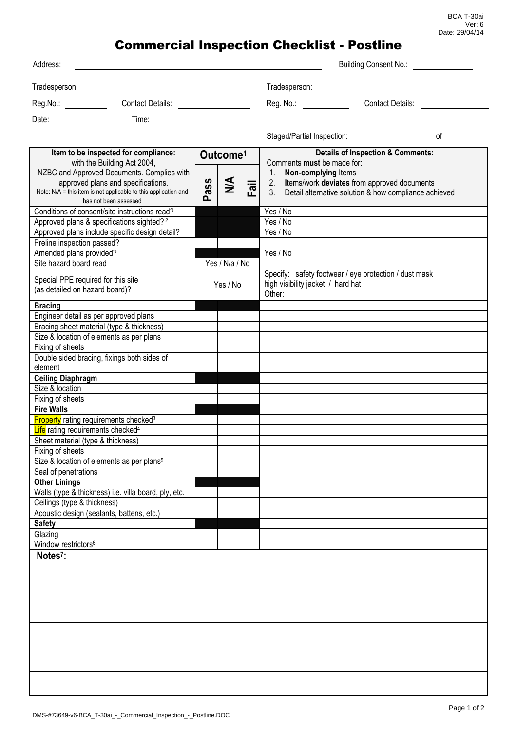BCA T-30ai
Ver: 6
Date: 29/04/14

# Commercial Inspection Checklist - Postline

Address: _______________ Building Consent No.: _______________

Tradesperson: _______________ Tradesperson: _______________

Reg.No.: _______ Contact Details: _______________ Reg. No.: _______ Contact Details: _______________

Date: _______ Time: _______

Staged/Partial Inspection: _______ ____ of ___

| **Item to be inspected for compliance:** with the Building Act 2004, NZBC and Approved Documents. Complies with approved plans and specifications. Note: N/A = this item is not applicable to this application and has not been assessed | **Outcome**[1] | | | **Details of Inspection & Comments:** Comments **must** be made for: 1. **Non-complying** Items 2. Items/work **deviates** from approved documents 3. Detail alternative solution & how compliance achieved |
|---|---|---|---|---|
| | **Pass** | **N/A** | **Fail** | |
| Conditions of consent/site instructions read? | | | | Yes / No |
| Approved plans & specifications sighted? [2] | | | | Yes / No |
| Approved plans include specific design detail? | | | | Yes / No |
| Preline inspection passed? | | | | |
| Amended plans provided? | | | | Yes / No |
| Site hazard board read | Yes / N/a / No | | | |
| Special PPE required for this site (as detailed on hazard board)? | Yes / No | | | Specify: safety footwear / eye protection / dust mask high visibility jacket / hard hat Other: |
| **Bracing** | | | | |
| Engineer detail as per approved plans | | | | |
| Bracing sheet material (type & thickness) | | | | |
| Size & location of elements as per plans | | | | |
| Fixing of sheets | | | | |
| Double sided bracing, fixings both sides of element | | | | |
| **Ceiling Diaphragm** | | | | |
| Size & location | | | | |
| Fixing of sheets | | | | |
| **Fire Walls** | | | | |
| Property rating requirements checked[3] | | | | |
| Life rating requirements checked[4] | | | | |
| Sheet material (type & thickness) | | | | |
| Fixing of sheets | | | | |
| Size & location of elements as per plans[5] | | | | |
| Seal of penetrations | | | | |
| **Other Linings** | | | | |
| Walls (type & thickness) i.e. villa board, ply, etc. | | | | |
| Ceilings (type & thickness) | | | | |
| Acoustic design (sealants, battens, etc.) | | | | |
| **Safety** | | | | |
| Glazing | | | | |
| Window restrictors[6] | | | | |

**Notes[7]:**

DMS-#73649-v6-BCA_T-30ai_-_Commercial_Inspection_-_Postline.DOC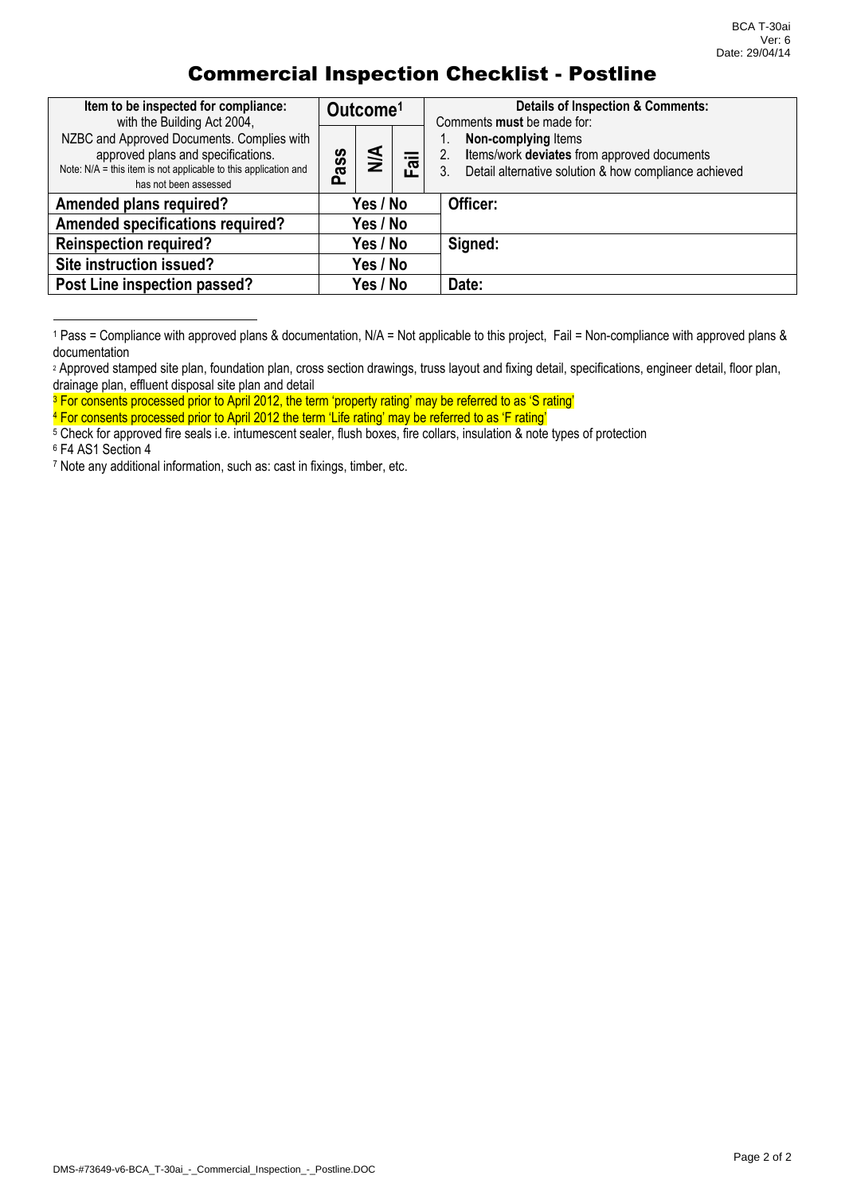# Commercial Inspection Checklist - Postline

| Item to be inspected for compliance: with the Building Act 2004, NZBC and Approved Documents. Complies with approved plans and specifications. Note: N/A = this item is not applicable to this application and has not been assessed | Outcome[1] Pass | N/A | Fail | Details of Inspection & Comments: Comments **must** be made for: 1. **Non-complying** Items 2. Items/work **deviates** from approved documents 3. Detail alternative solution & how compliance achieved |
|---|---|---|---|---|
| **Amended plans required?** | Yes / No | | | **Officer:** |
| **Amended specifications required?** | Yes / No | | | |
| **Reinspection required?** | Yes / No | | | **Signed:** |
| **Site instruction issued?** | Yes / No | | | |
| **Post Line inspection passed?** | Yes / No | | | **Date:** |

[1] Pass = Compliance with approved plans & documentation, N/A = Not applicable to this project, Fail = Non-compliance with approved plans & documentation

[2] Approved stamped site plan, foundation plan, cross section drawings, truss layout and fixing detail, specifications, engineer detail, floor plan, drainage plan, effluent disposal site plan and detail

[3] For consents processed prior to April 2012, the term 'property rating' may be referred to as 'S rating'

[4] For consents processed prior to April 2012 the term 'Life rating' may be referred to as 'F rating'

[5] Check for approved fire seals i.e. intumescent sealer, flush boxes, fire collars, insulation & note types of protection

[6] F4 AS1 Section 4

[7] Note any additional information, such as: cast in fixings, timber, etc.